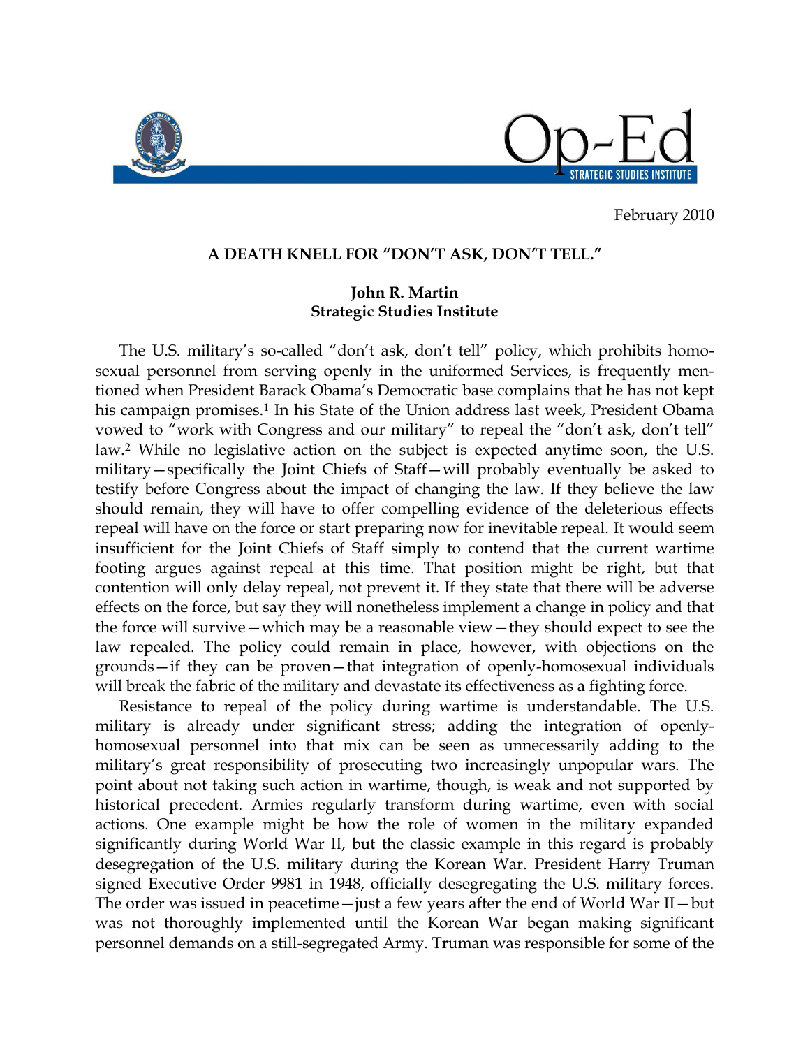February 2010

**A DEATH KNELL FOR "DON'T ASK, DON'T TELL."**

**John R. Martin**
**Strategic Studies Institute**

The U.S. military's so-called "don't ask, don't tell" policy, which prohibits homosexual personnel from serving openly in the uniformed Services, is frequently mentioned when President Barack Obama's Democratic base complains that he has not kept his campaign promises.[1] In his State of the Union address last week, President Obama vowed to "work with Congress and our military" to repeal the "don't ask, don't tell" law.[2] While no legislative action on the subject is expected anytime soon, the U.S. military—specifically the Joint Chiefs of Staff—will probably eventually be asked to testify before Congress about the impact of changing the law. If they believe the law should remain, they will have to offer compelling evidence of the deleterious effects repeal will have on the force or start preparing now for inevitable repeal. It would seem insufficient for the Joint Chiefs of Staff simply to contend that the current wartime footing argues against repeal at this time. That position might be right, but that contention will only delay repeal, not prevent it. If they state that there will be adverse effects on the force, but say they will nonetheless implement a change in policy and that the force will survive—which may be a reasonable view—they should expect to see the law repealed. The policy could remain in place, however, with objections on the grounds—if they can be proven—that integration of openly-homosexual individuals will break the fabric of the military and devastate its effectiveness as a fighting force.

Resistance to repeal of the policy during wartime is understandable. The U.S. military is already under significant stress; adding the integration of openly-homosexual personnel into that mix can be seen as unnecessarily adding to the military's great responsibility of prosecuting two increasingly unpopular wars. The point about not taking such action in wartime, though, is weak and not supported by historical precedent. Armies regularly transform during wartime, even with social actions. One example might be how the role of women in the military expanded significantly during World War II, but the classic example in this regard is probably desegregation of the U.S. military during the Korean War. President Harry Truman signed Executive Order 9981 in 1948, officially desegregating the U.S. military forces. The order was issued in peacetime—just a few years after the end of World War II—but was not thoroughly implemented until the Korean War began making significant personnel demands on a still-segregated Army. Truman was responsible for some of the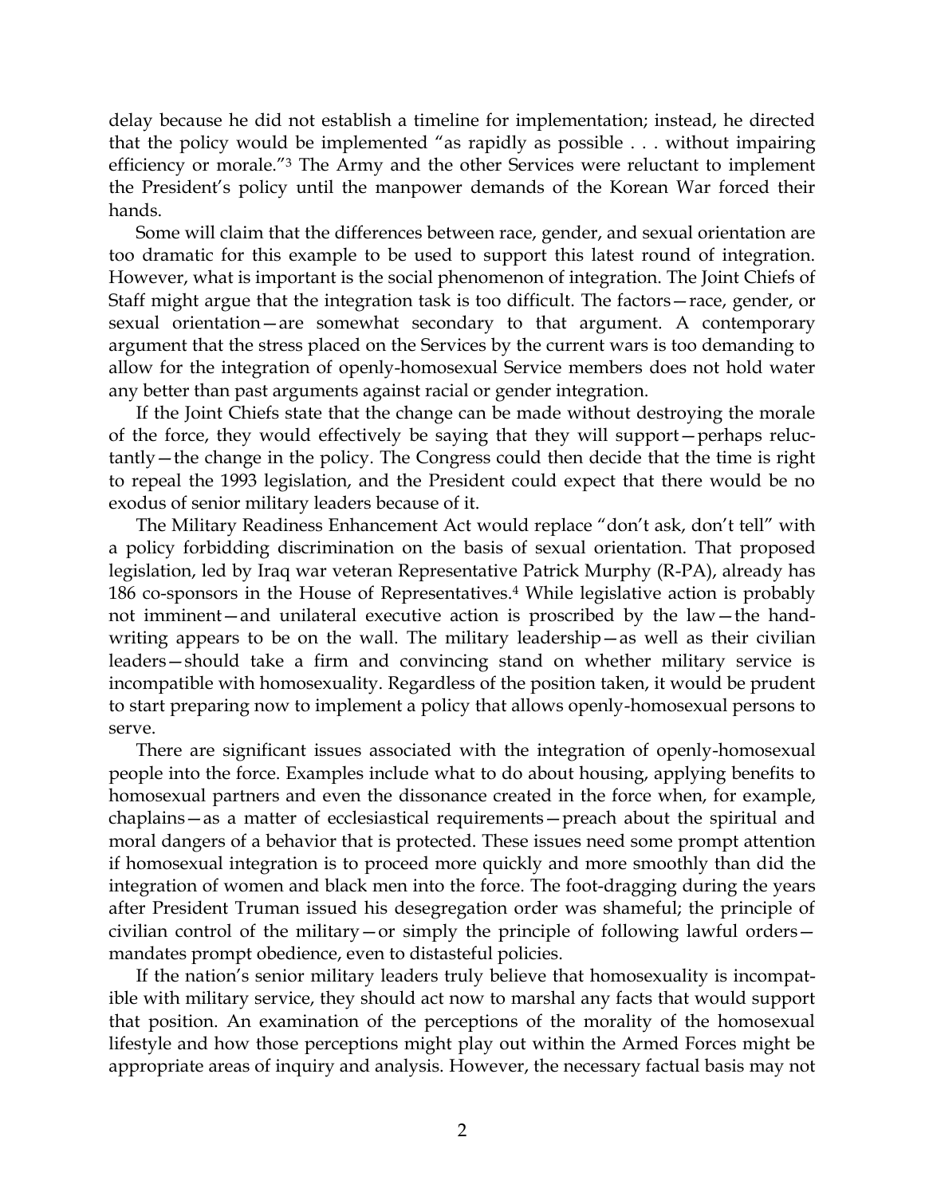delay because he did not establish a timeline for implementation; instead, he directed that the policy would be implemented "as rapidly as possible . . . without impairing efficiency or morale."[3] The Army and the other Services were reluctant to implement the President's policy until the manpower demands of the Korean War forced their hands.

Some will claim that the differences between race, gender, and sexual orientation are too dramatic for this example to be used to support this latest round of integration. However, what is important is the social phenomenon of integration. The Joint Chiefs of Staff might argue that the integration task is too difficult. The factors—race, gender, or sexual orientation—are somewhat secondary to that argument. A contemporary argument that the stress placed on the Services by the current wars is too demanding to allow for the integration of openly-homosexual Service members does not hold water any better than past arguments against racial or gender integration.

If the Joint Chiefs state that the change can be made without destroying the morale of the force, they would effectively be saying that they will support—perhaps reluctantly—the change in the policy. The Congress could then decide that the time is right to repeal the 1993 legislation, and the President could expect that there would be no exodus of senior military leaders because of it.

The Military Readiness Enhancement Act would replace "don't ask, don't tell" with a policy forbidding discrimination on the basis of sexual orientation. That proposed legislation, led by Iraq war veteran Representative Patrick Murphy (R-PA), already has 186 co-sponsors in the House of Representatives.[4] While legislative action is probably not imminent—and unilateral executive action is proscribed by the law—the handwriting appears to be on the wall. The military leadership—as well as their civilian leaders—should take a firm and convincing stand on whether military service is incompatible with homosexuality. Regardless of the position taken, it would be prudent to start preparing now to implement a policy that allows openly-homosexual persons to serve.

There are significant issues associated with the integration of openly-homosexual people into the force. Examples include what to do about housing, applying benefits to homosexual partners and even the dissonance created in the force when, for example, chaplains—as a matter of ecclesiastical requirements—preach about the spiritual and moral dangers of a behavior that is protected. These issues need some prompt attention if homosexual integration is to proceed more quickly and more smoothly than did the integration of women and black men into the force. The foot-dragging during the years after President Truman issued his desegregation order was shameful; the principle of civilian control of the military—or simply the principle of following lawful orders—mandates prompt obedience, even to distasteful policies.

If the nation's senior military leaders truly believe that homosexuality is incompatible with military service, they should act now to marshal any facts that would support that position. An examination of the perceptions of the morality of the homosexual lifestyle and how those perceptions might play out within the Armed Forces might be appropriate areas of inquiry and analysis. However, the necessary factual basis may not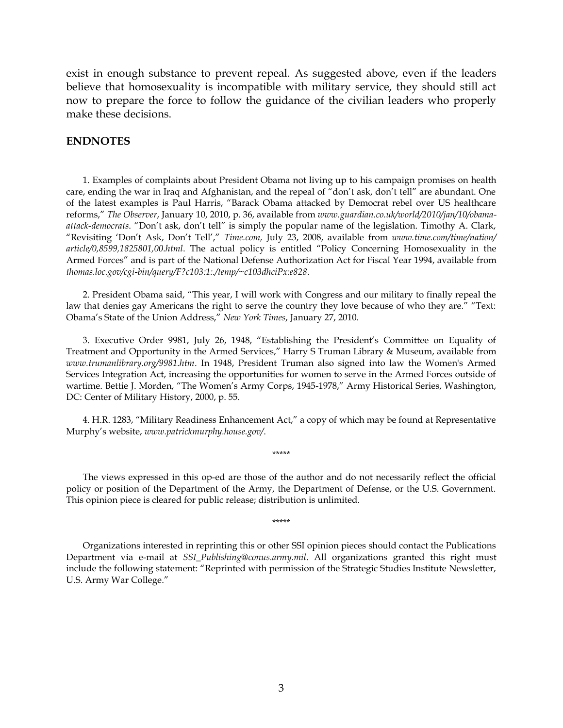exist in enough substance to prevent repeal. As suggested above, even if the leaders believe that homosexuality is incompatible with military service, they should still act now to prepare the force to follow the guidance of the civilian leaders who properly make these decisions.

## ENDNOTES

1. Examples of complaints about President Obama not living up to his campaign promises on health care, ending the war in Iraq and Afghanistan, and the repeal of "don't ask, don't tell" are abundant. One of the latest examples is Paul Harris, "Barack Obama attacked by Democrat rebel over US healthcare reforms," *The Observer*, January 10, 2010, p. 36, available from *www.guardian.co.uk/world/2010/jan/10/obama-attack-democrats*. "Don't ask, don't tell" is simply the popular name of the legislation. Timothy A. Clark, "Revisiting 'Don't Ask, Don't Tell'," *Time.com,* July 23, 2008, available from *www.time.com/time/nation/article/0,8599,1825801,00.html*. The actual policy is entitled "Policy Concerning Homosexuality in the Armed Forces" and is part of the National Defense Authorization Act for Fiscal Year 1994, available from *thomas.loc.gov/cgi-bin/query/F?c103:1:./temp/~c103dhciPx:e828*.

2. President Obama said, "This year, I will work with Congress and our military to finally repeal the law that denies gay Americans the right to serve the country they love because of who they are." "Text: Obama's State of the Union Address," *New York Times*, January 27, 2010.

3. Executive Order 9981, July 26, 1948, "Establishing the President's Committee on Equality of Treatment and Opportunity in the Armed Services," Harry S Truman Library & Museum, available from *www.trumanlibrary.org/9981.htm*. In 1948, President Truman also signed into law the Women's Armed Services Integration Act, increasing the opportunities for women to serve in the Armed Forces outside of wartime. Bettie J. Morden, "The Women's Army Corps, 1945-1978," Army Historical Series, Washington, DC: Center of Military History, 2000, p. 55.

4. H.R. 1283, "Military Readiness Enhancement Act," a copy of which may be found at Representative Murphy's website, *www.patrickmurphy.house.gov/*.

*****

The views expressed in this op-ed are those of the author and do not necessarily reflect the official policy or position of the Department of the Army, the Department of Defense, or the U.S. Government. This opinion piece is cleared for public release; distribution is unlimited.

*****

Organizations interested in reprinting this or other SSI opinion pieces should contact the Publications Department via e-mail at *SSI_Publishing@conus.army.mil*. All organizations granted this right must include the following statement: "Reprinted with permission of the Strategic Studies Institute Newsletter, U.S. Army War College."